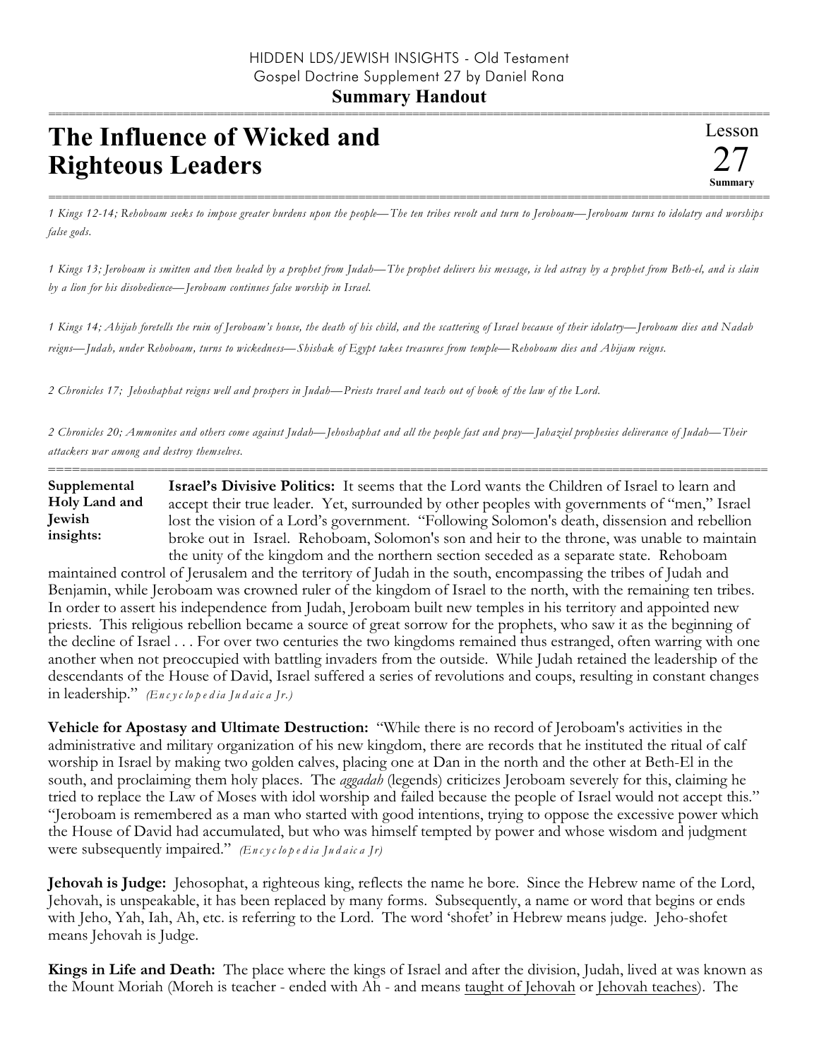HIDDEN LDS/JEWISH INSIGHTS - Old Testament
Gospel Doctrine Supplement 27 by Daniel Rona

**Summary Handout**

# The Influence of Wicked and Righteous Leaders

Lesson 27 **Summary**

*1 Kings 12-14; Rehoboam seeks to impose greater burdens upon the people—The ten tribes revolt and turn to Jeroboam—Jeroboam turns to idolatry and worships false gods.*

*1 Kings 13; Jeroboam is smitten and then healed by a prophet from Judah—The prophet delivers his message, is led astray by a prophet from Beth-el, and is slain by a lion for his disobedience—Jeroboam continues false worship in Israel.*

*1 Kings 14; Ahijah foretells the ruin of Jeroboam's house, the death of his child, and the scattering of Israel because of their idolatry—Jeroboam dies and Nadab reigns—Judah, under Rehoboam, turns to wickedness—Shishak of Egypt takes treasures from temple—Rehoboam dies and Abijam reigns.*

*2 Chronicles 17; Jehoshaphat reigns well and prospers in Judah—Priests travel and teach out of book of the law of the Lord.*

*2 Chronicles 20; Ammonites and others come against Judah—Jehoshaphat and all the people fast and pray—Jahaziel prophesies deliverance of Judah—Their attackers war among and destroy themselves.*

**Supplemental Holy Land and Jewish insights:**

**Israel's Divisive Politics:** It seems that the Lord wants the Children of Israel to learn and accept their true leader. Yet, surrounded by other peoples with governments of "men," Israel lost the vision of a Lord's government. "Following Solomon's death, dissension and rebellion broke out in Israel. Rehoboam, Solomon's son and heir to the throne, was unable to maintain the unity of the kingdom and the northern section seceded as a separate state. Rehoboam maintained control of Jerusalem and the territory of Judah in the south, encompassing the tribes of Judah and Benjamin, while Jeroboam was crowned ruler of the kingdom of Israel to the north, with the remaining ten tribes. In order to assert his independence from Judah, Jeroboam built new temples in his territory and appointed new priests. This religious rebellion became a source of great sorrow for the prophets, who saw it as the beginning of the decline of Israel . . . For over two centuries the two kingdoms remained thus estranged, often warring with one another when not preoccupied with battling invaders from the outside. While Judah retained the leadership of the descendants of the House of David, Israel suffered a series of revolutions and coups, resulting in constant changes in leadership." *(Encyclopedia Judaica Jr.)*

**Vehicle for Apostasy and Ultimate Destruction:** "While there is no record of Jeroboam's activities in the administrative and military organization of his new kingdom, there are records that he instituted the ritual of calf worship in Israel by making two golden calves, placing one at Dan in the north and the other at Beth-El in the south, and proclaiming them holy places. The *aggadah* (legends) criticizes Jeroboam severely for this, claiming he tried to replace the Law of Moses with idol worship and failed because the people of Israel would not accept this." "Jeroboam is remembered as a man who started with good intentions, trying to oppose the excessive power which the House of David had accumulated, but who was himself tempted by power and whose wisdom and judgment were subsequently impaired." *(Encyclopedia Judaica Jr)*

**Jehovah is Judge:** Jehosophat, a righteous king, reflects the name he bore. Since the Hebrew name of the Lord, Jehovah, is unspeakable, it has been replaced by many forms. Subsequently, a name or word that begins or ends with Jeho, Yah, Iah, Ah, etc. is referring to the Lord. The word 'shofet' in Hebrew means judge. Jeho-shofet means Jehovah is Judge.

**Kings in Life and Death:** The place where the kings of Israel and after the division, Judah, lived at was known as the Mount Moriah (Moreh is teacher - ended with Ah - and means taught of Jehovah or Jehovah teaches). The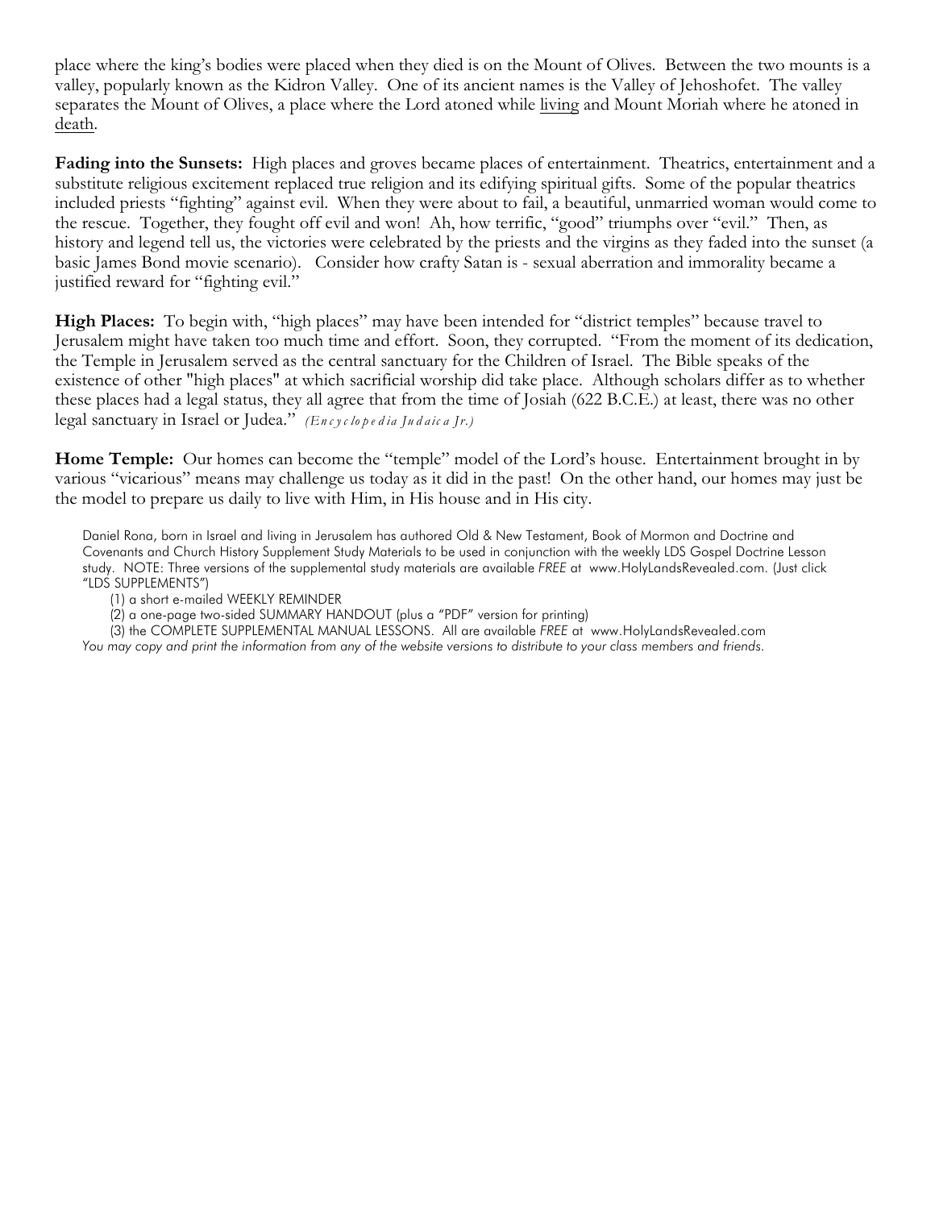place where the king's bodies were placed when they died is on the Mount of Olives. Between the two mounts is a valley, popularly known as the Kidron Valley. One of its ancient names is the Valley of Jehoshofet. The valley separates the Mount of Olives, a place where the Lord atoned while <u>living</u> and Mount Moriah where he atoned in <u>death</u>.

**Fading into the Sunsets:** High places and groves became places of entertainment. Theatrics, entertainment and a substitute religious excitement replaced true religion and its edifying spiritual gifts. Some of the popular theatrics included priests "fighting" against evil. When they were about to fail, a beautiful, unmarried woman would come to the rescue. Together, they fought off evil and won! Ah, how terrific, "good" triumphs over "evil." Then, as history and legend tell us, the victories were celebrated by the priests and the virgins as they faded into the sunset (a basic James Bond movie scenario). Consider how crafty Satan is - sexual aberration and immorality became a justified reward for "fighting evil."

**High Places:** To begin with, "high places" may have been intended for "district temples" because travel to Jerusalem might have taken too much time and effort. Soon, they corrupted. "From the moment of its dedication, the Temple in Jerusalem served as the central sanctuary for the Children of Israel. The Bible speaks of the existence of other "high places" at which sacrificial worship did take place. Although scholars differ as to whether these places had a legal status, they all agree that from the time of Josiah (622 B.C.E.) at least, there was no other legal sanctuary in Israel or Judea." *(Encyclopedia Judaica Jr.)*

**Home Temple:** Our homes can become the "temple" model of the Lord's house. Entertainment brought in by various "vicarious" means may challenge us today as it did in the past! On the other hand, our homes may just be the model to prepare us daily to live with Him, in His house and in His city.

Daniel Rona, born in Israel and living in Jerusalem has authored Old & New Testament, Book of Mormon and Doctrine and Covenants and Church History Supplement Study Materials to be used in conjunction with the weekly LDS Gospel Doctrine Lesson study. NOTE: Three versions of the supplemental study materials are available *FREE* at www.HolyLandsRevealed.com. (Just click "LDS SUPPLEMENTS")

(1) a short e-mailed WEEKLY REMINDER
(2) a one-page two-sided SUMMARY HANDOUT (plus a "PDF" version for printing)
(3) the COMPLETE SUPPLEMENTAL MANUAL LESSONS. All are available *FREE* at www.HolyLandsRevealed.com

*You may copy and print the information from any of the website versions to distribute to your class members and friends.*